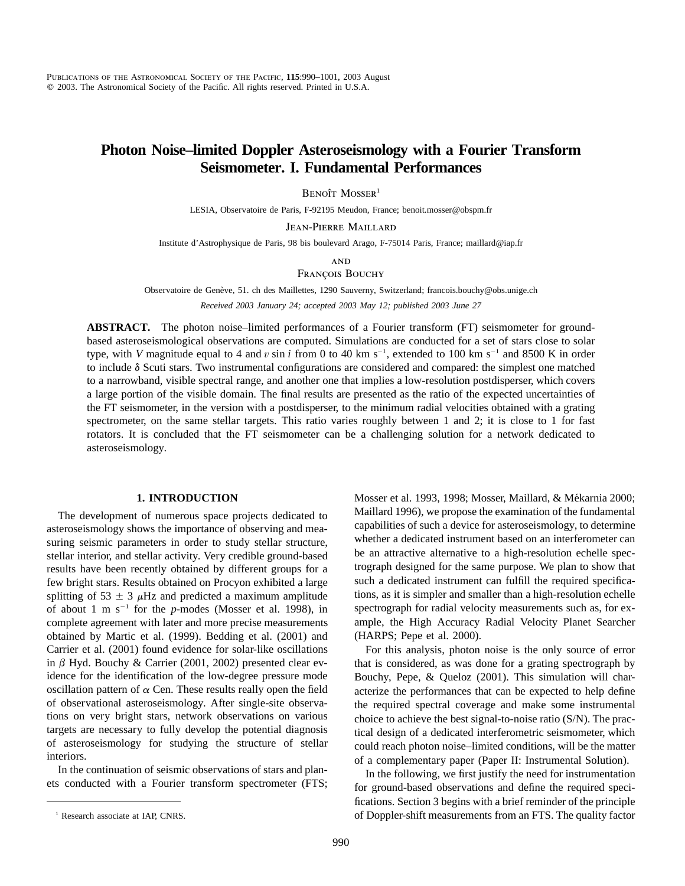# Photon Noise–limited Doppler Asteroseismology with a Fourier Transform Seismometer. I. Fundamental Performances

Benoît Mosser[1]

LESIA, Observatoire de Paris, F-92195 Meudon, France; benoit.mosser@obspm.fr

Jean-Pierre Maillard

Institute d'Astrophysique de Paris, 98 bis boulevard Arago, F-75014 Paris, France; maillard@iap.fr

and

François Bouchy

Observatoire de Genève, 51. ch des Maillettes, 1290 Sauverny, Switzerland; francois.bouchy@obs.unige.ch

*Received 2003 January 24; accepted 2003 May 12; published 2003 June 27*

**ABSTRACT.** The photon noise–limited performances of a Fourier transform (FT) seismometer for ground-based asteroseismological observations are computed. Simulations are conducted for a set of stars close to solar type, with $V$ magnitude equal to 4 and $v \sin i$ from 0 to 40 km s$^{-1}$, extended to 100 km s$^{-1}$ and 8500 K in order to include $\delta$ Scuti stars. Two instrumental configurations are considered and compared: the simplest one matched to a narrowband, visible spectral range, and another one that implies a low-resolution postdisperser, which covers a large portion of the visible domain. The final results are presented as the ratio of the expected uncertainties of the FT seismometer, in the version with a postdisperser, to the minimum radial velocities obtained with a grating spectrometer, on the same stellar targets. This ratio varies roughly between 1 and 2; it is close to 1 for fast rotators. It is concluded that the FT seismometer can be a challenging solution for a network dedicated to asteroseismology.

## 1. INTRODUCTION

The development of numerous space projects dedicated to asteroseismology shows the importance of observing and measuring seismic parameters in order to study stellar structure, stellar interior, and stellar activity. Very credible ground-based results have been recently obtained by different groups for a few bright stars. Results obtained on Procyon exhibited a large splitting of $53 \pm 3$ $\mu$Hz and predicted a maximum amplitude of about 1 m s$^{-1}$ for the $p$-modes (Mosser et al. 1998), in complete agreement with later and more precise measurements obtained by Martic et al. (1999). Bedding et al. (2001) and Carrier et al. (2001) found evidence for solar-like oscillations in $\beta$ Hyd. Bouchy & Carrier (2001, 2002) presented clear evidence for the identification of the low-degree pressure mode oscillation pattern of $\alpha$ Cen. These results really open the field of observational asteroseismology. After single-site observations on very bright stars, network observations on various targets are necessary to fully develop the potential diagnosis of asteroseismology for studying the structure of stellar interiors.

In the continuation of seismic observations of stars and planets conducted with a Fourier transform spectrometer (FTS; Mosser et al. 1993, 1998; Mosser, Maillard, & Mékarnia 2000; Maillard 1996), we propose the examination of the fundamental capabilities of such a device for asteroseismology, to determine whether a dedicated instrument based on an interferometer can be an attractive alternative to a high-resolution echelle spectrograph designed for the same purpose. We plan to show that such a dedicated instrument can fulfill the required specifications, as it is simpler and smaller than a high-resolution echelle spectrograph for radial velocity measurements such as, for example, the High Accuracy Radial Velocity Planet Searcher (HARPS; Pepe et al. 2000).

For this analysis, photon noise is the only source of error that is considered, as was done for a grating spectrograph by Bouchy, Pepe, & Queloz (2001). This simulation will characterize the performances that can be expected to help define the required spectral coverage and make some instrumental choice to achieve the best signal-to-noise ratio (S/N). The practical design of a dedicated interferometric seismometer, which could reach photon noise–limited conditions, will be the matter of a complementary paper (Paper II: Instrumental Solution).

In the following, we first justify the need for instrumentation for ground-based observations and define the required specifications. Section 3 begins with a brief reminder of the principle of Doppler-shift measurements from an FTS. The quality factor

[1] Research associate at IAP, CNRS.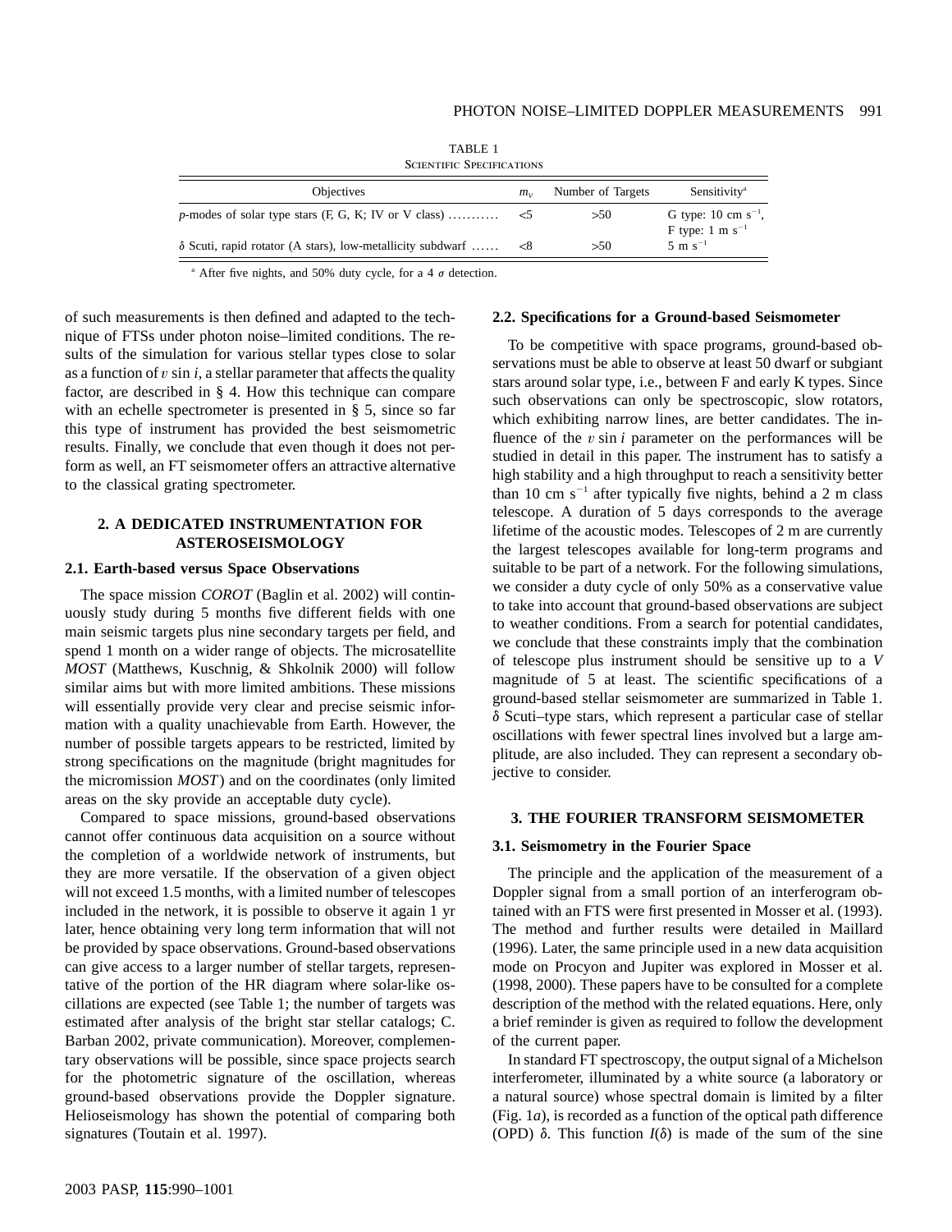TABLE 1
Scientific Specifications

| Objectives | $m_V$ | Number of Targets | Sensitivity[a] |
|---|---|---|---|
| *p*-modes of solar type stars (F, G, K; IV or V class) ........... | <5 | >50 | G type: 10 cm $s^{-1}$, F type: 1 m $s^{-1}$ |
| $\delta$ Scuti, rapid rotator (A stars), low-metallicity subdwarf ...... | <8 | >50 | 5 m $s^{-1}$ |

[a] After five nights, and 50% duty cycle, for a 4 $\sigma$ detection.

of such measurements is then defined and adapted to the technique of FTSs under photon noise–limited conditions. The results of the simulation for various stellar types close to solar as a function of $v \sin i$, a stellar parameter that affects the quality factor, are described in § 4. How this technique can compare with an echelle spectrometer is presented in § 5, since so far this type of instrument has provided the best seismometric results. Finally, we conclude that even though it does not perform as well, an FT seismometer offers an attractive alternative to the classical grating spectrometer.

## 2. A DEDICATED INSTRUMENTATION FOR ASTEROSEISMOLOGY

### 2.1. Earth-based versus Space Observations

The space mission *COROT* (Baglin et al. 2002) will continuously study during 5 months five different fields with one main seismic targets plus nine secondary targets per field, and spend 1 month on a wider range of objects. The microsatellite *MOST* (Matthews, Kuschnig, & Shkolnik 2000) will follow similar aims but with more limited ambitions. These missions will essentially provide very clear and precise seismic information with a quality unachievable from Earth. However, the number of possible targets appears to be restricted, limited by strong specifications on the magnitude (bright magnitudes for the micromission *MOST*) and on the coordinates (only limited areas on the sky provide an acceptable duty cycle).

Compared to space missions, ground-based observations cannot offer continuous data acquisition on a source without the completion of a worldwide network of instruments, but they are more versatile. If the observation of a given object will not exceed 1.5 months, with a limited number of telescopes included in the network, it is possible to observe it again 1 yr later, hence obtaining very long term information that will not be provided by space observations. Ground-based observations can give access to a larger number of stellar targets, representative of the portion of the HR diagram where solar-like oscillations are expected (see Table 1; the number of targets was estimated after analysis of the bright star stellar catalogs; C. Barban 2002, private communication). Moreover, complementary observations will be possible, since space projects search for the photometric signature of the oscillation, whereas ground-based observations provide the Doppler signature. Helioseismology has shown the potential of comparing both signatures (Toutain et al. 1997).

### 2.2. Specifications for a Ground-based Seismometer

To be competitive with space programs, ground-based observations must be able to observe at least 50 dwarf or subgiant stars around solar type, i.e., between F and early K types. Since such observations can only be spectroscopic, slow rotators, which exhibiting narrow lines, are better candidates. The influence of the $v \sin i$ parameter on the performances will be studied in detail in this paper. The instrument has to satisfy a high stability and a high throughput to reach a sensitivity better than 10 cm $s^{-1}$ after typically five nights, behind a 2 m class telescope. A duration of 5 days corresponds to the average lifetime of the acoustic modes. Telescopes of 2 m are currently the largest telescopes available for long-term programs and suitable to be part of a network. For the following simulations, we consider a duty cycle of only 50% as a conservative value to take into account that ground-based observations are subject to weather conditions. From a search for potential candidates, we conclude that these constraints imply that the combination of telescope plus instrument should be sensitive up to a *V* magnitude of 5 at least. The scientific specifications of a ground-based stellar seismometer are summarized in Table 1. $\delta$ Scuti–type stars, which represent a particular case of stellar oscillations with fewer spectral lines involved but a large amplitude, are also included. They can represent a secondary objective to consider.

## 3. THE FOURIER TRANSFORM SEISMOMETER

### 3.1. Seismometry in the Fourier Space

The principle and the application of the measurement of a Doppler signal from a small portion of an interferogram obtained with an FTS were first presented in Mosser et al. (1993). The method and further results were detailed in Maillard (1996). Later, the same principle used in a new data acquisition mode on Procyon and Jupiter was explored in Mosser et al. (1998, 2000). These papers have to be consulted for a complete description of the method with the related equations. Here, only a brief reminder is given as required to follow the development of the current paper.

In standard FT spectroscopy, the output signal of a Michelson interferometer, illuminated by a white source (a laboratory or a natural source) whose spectral domain is limited by a filter (Fig. 1*a*), is recorded as a function of the optical path difference (OPD) $\delta$. This function $I(\delta)$ is made of the sum of the sine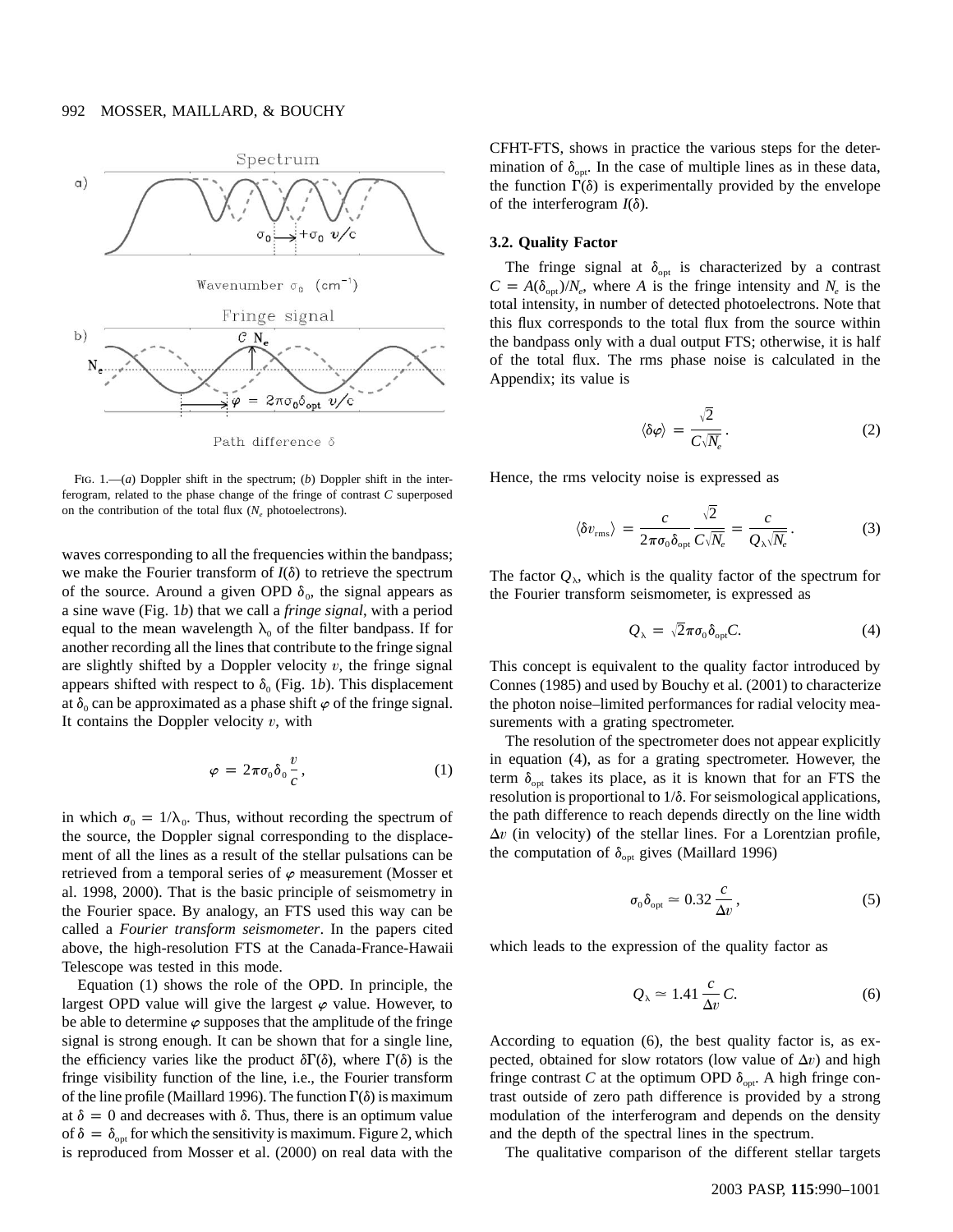FIG. 1.—(*a*) Doppler shift in the spectrum; (*b*) Doppler shift in the interferogram, related to the phase change of the fringe of contrast $C$ superposed on the contribution of the total flux ($N_e$ photoelectrons).

waves corresponding to all the frequencies within the bandpass; we make the Fourier transform of $I(\delta)$ to retrieve the spectrum of the source. Around a given OPD $\delta_0$, the signal appears as a sine wave (Fig. 1*b*) that we call a *fringe signal*, with a period equal to the mean wavelength $\lambda_0$ of the filter bandpass. If for another recording all the lines that contribute to the fringe signal are slightly shifted by a Doppler velocity $v$, the fringe signal appears shifted with respect to $\delta_0$ (Fig. 1*b*). This displacement at $\delta_0$ can be approximated as a phase shift $\varphi$ of the fringe signal. It contains the Doppler velocity $v$, with

$$\varphi = 2\pi\sigma_0\delta_0 \frac{v}{c}, \qquad (1)$$

in which $\sigma_0 = 1/\lambda_0$. Thus, without recording the spectrum of the source, the Doppler signal corresponding to the displacement of all the lines as a result of the stellar pulsations can be retrieved from a temporal series of $\varphi$ measurement (Mosser et al. 1998, 2000). That is the basic principle of seismometry in the Fourier space. By analogy, an FTS used this way can be called a *Fourier transform seismometer*. In the papers cited above, the high-resolution FTS at the Canada-France-Hawaii Telescope was tested in this mode.

Equation (1) shows the role of the OPD. In principle, the largest OPD value will give the largest $\varphi$ value. However, to be able to determine $\varphi$ supposes that the amplitude of the fringe signal is strong enough. It can be shown that for a single line, the efficiency varies like the product $\delta\Gamma(\delta)$, where $\Gamma(\delta)$ is the fringe visibility function of the line, i.e., the Fourier transform of the line profile (Maillard 1996). The function $\Gamma(\delta)$ is maximum at $\delta = 0$ and decreases with $\delta$. Thus, there is an optimum value of $\delta = \delta_{\rm opt}$ for which the sensitivity is maximum. Figure 2, which is reproduced from Mosser et al. (2000) on real data with the CFHT-FTS, shows in practice the various steps for the determination of $\delta_{\rm opt}$. In the case of multiple lines as in these data, the function $\Gamma(\delta)$ is experimentally provided by the envelope of the interferogram $I(\delta)$.

### 3.2. Quality Factor

The fringe signal at $\delta_{\rm opt}$ is characterized by a contrast $C = A(\delta_{\rm opt})/N_e$, where $A$ is the fringe intensity and $N_e$ is the total intensity, in number of detected photoelectrons. Note that this flux corresponds to the total flux from the source within the bandpass only with a dual output FTS; otherwise, it is half of the total flux. The rms phase noise is calculated in the Appendix; its value is

$$\langle\delta\varphi\rangle = \frac{\sqrt{2}}{C\sqrt{N_e}}. \qquad (2)$$

Hence, the rms velocity noise is expressed as

$$\langle\delta v_{\rm rms}\rangle = \frac{c}{2\pi\sigma_0\delta_{\rm opt}}\frac{\sqrt{2}}{C\sqrt{N_e}} = \frac{c}{Q_\lambda\sqrt{N_e}}. \qquad (3)$$

The factor $Q_\lambda$, which is the quality factor of the spectrum for the Fourier transform seismometer, is expressed as

$$Q_\lambda = \sqrt{2}\pi\sigma_0\delta_{\rm opt}C. \qquad (4)$$

This concept is equivalent to the quality factor introduced by Connes (1985) and used by Bouchy et al. (2001) to characterize the photon noise–limited performances for radial velocity measurements with a grating spectrometer.

The resolution of the spectrometer does not appear explicitly in equation (4), as for a grating spectrometer. However, the term $\delta_{\rm opt}$ takes its place, as it is known that for an FTS the resolution is proportional to $1/\delta$. For seismological applications, the path difference to reach depends directly on the line width $\Delta v$ (in velocity) of the stellar lines. For a Lorentzian profile, the computation of $\delta_{\rm opt}$ gives (Maillard 1996)

$$\sigma_0\delta_{\rm opt} \simeq 0.32\frac{c}{\Delta v}, \qquad (5)$$

which leads to the expression of the quality factor as

$$Q_\lambda \simeq 1.41\frac{c}{\Delta v}C. \qquad (6)$$

According to equation (6), the best quality factor is, as expected, obtained for slow rotators (low value of $\Delta v$) and high fringe contrast $C$ at the optimum OPD $\delta_{\rm opt}$. A high fringe contrast outside of zero path difference is provided by a strong modulation of the interferogram and depends on the density and the depth of the spectral lines in the spectrum.

The qualitative comparison of the different stellar targets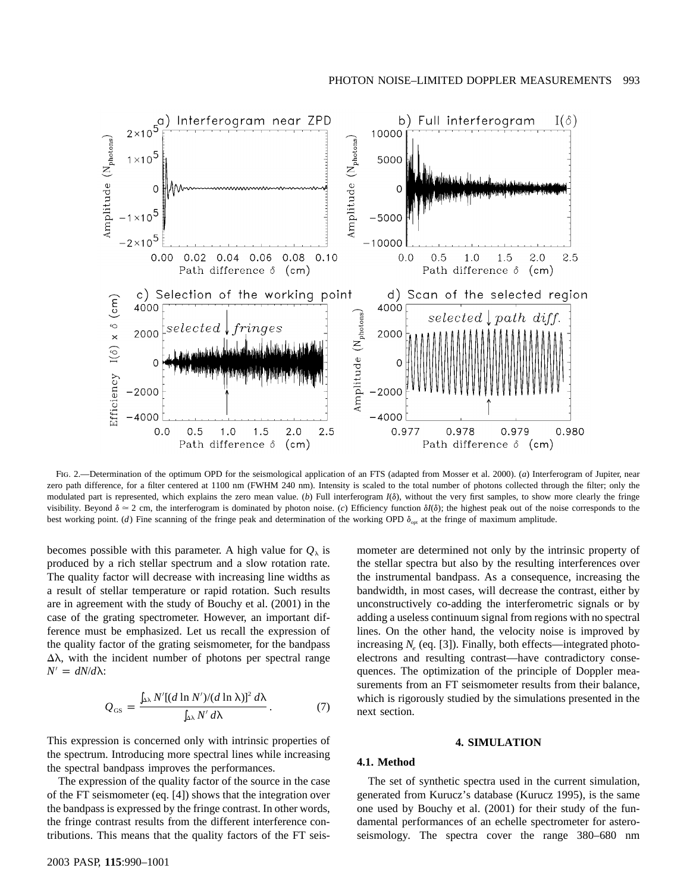FIG. 2.—Determination of the optimum OPD for the seismological application of an FTS (adapted from Mosser et al. 2000). (*a*) Interferogram of Jupiter, near zero path difference, for a filter centered at 1100 nm (FWHM 240 nm). Intensity is scaled to the total number of photons collected through the filter; only the modulated part is represented, which explains the zero mean value. (*b*) Full interferogram $I(\delta)$, without the very first samples, to show more clearly the fringe visibility. Beyond $\delta \simeq 2$ cm, the interferogram is dominated by photon noise. (*c*) Efficiency function $\delta I(\delta)$; the highest peak out of the noise corresponds to the best working point. (*d*) Fine scanning of the fringe peak and determination of the working OPD $\delta_{\rm opt}$ at the fringe of maximum amplitude.

becomes possible with this parameter. A high value for $Q_\lambda$ is produced by a rich stellar spectrum and a slow rotation rate. The quality factor will decrease with increasing line widths as a result of stellar temperature or rapid rotation. Such results are in agreement with the study of Bouchy et al. (2001) in the case of the grating spectrometer. However, an important difference must be emphasized. Let us recall the expression of the quality factor of the grating seismometer, for the bandpass $\Delta\lambda$, with the incident number of photons per spectral range $N' = dN/d\lambda$:

$$Q_{\rm GS} = \frac{\int_{\Delta\lambda} N'[(d\ln N')/(d\ln\lambda)]^2\, d\lambda}{\int_{\Delta\lambda} N'\, d\lambda}. \qquad (7)$$

This expression is concerned only with intrinsic properties of the spectrum. Introducing more spectral lines while increasing the spectral bandpass improves the performances.

The expression of the quality factor of the source in the case of the FT seismometer (eq. [4]) shows that the integration over the bandpass is expressed by the fringe contrast. In other words, the fringe contrast results from the different interference contributions. This means that the quality factors of the FT seismometer are determined not only by the intrinsic property of the stellar spectra but also by the resulting interferences over the instrumental bandpass. As a consequence, increasing the bandwidth, in most cases, will decrease the contrast, either by unconstructively co-adding the interferometric signals or by adding a useless continuum signal from regions with no spectral lines. On the other hand, the velocity noise is improved by increasing $N_e$ (eq. [3]). Finally, both effects—integrated photoelectrons and resulting contrast—have contradictory consequences. The optimization of the principle of Doppler measurements from an FT seismometer results from their balance, which is rigorously studied by the simulations presented in the next section.

## 4. SIMULATION

### 4.1. Method

The set of synthetic spectra used in the current simulation, generated from Kurucz's database (Kurucz 1995), is the same one used by Bouchy et al. (2001) for their study of the fundamental performances of an echelle spectrometer for asteroseismology. The spectra cover the range 380–680 nm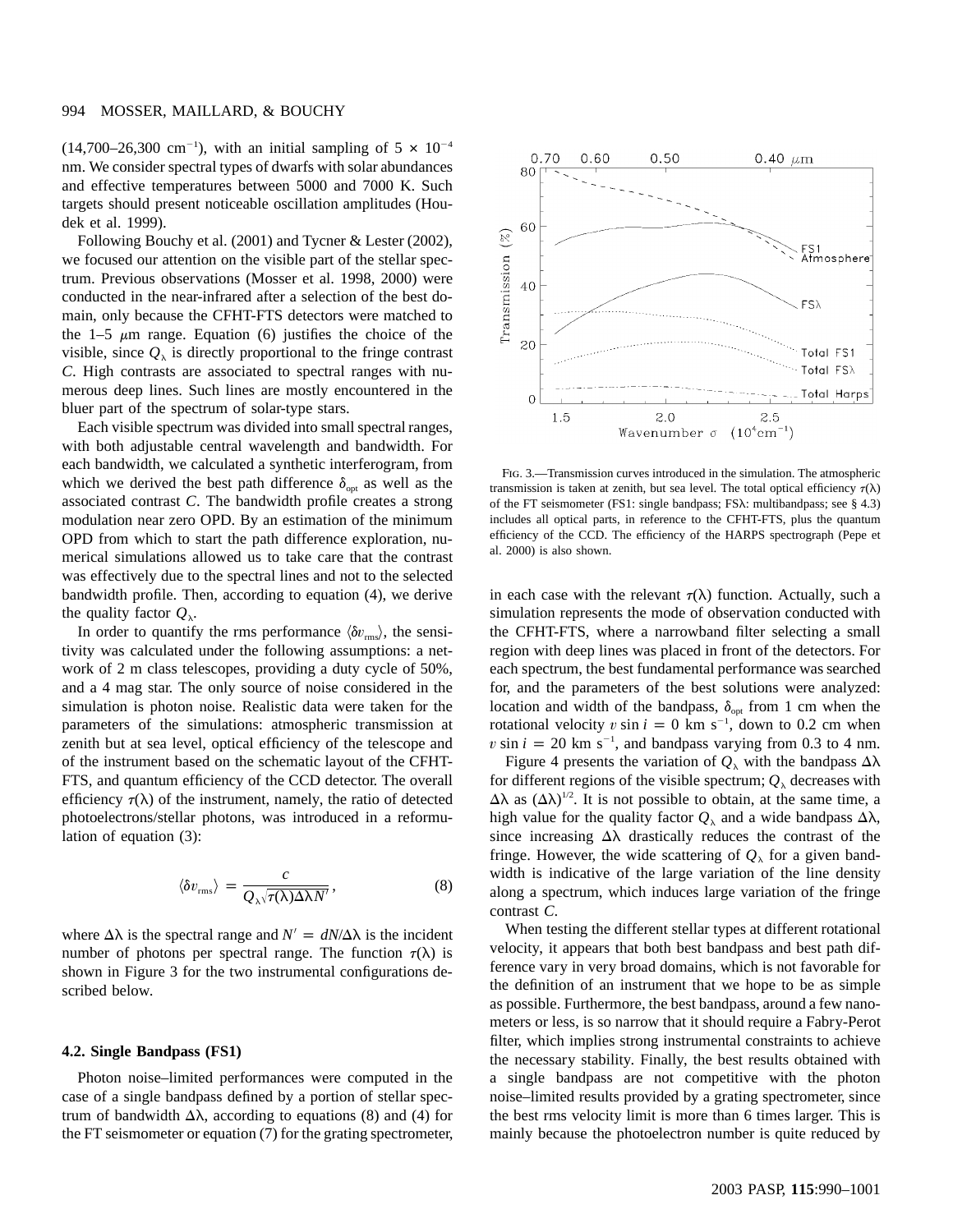(14,700–26,300 cm$^{-1}$), with an initial sampling of $5 \times 10^{-4}$ nm. We consider spectral types of dwarfs with solar abundances and effective temperatures between 5000 and 7000 K. Such targets should present noticeable oscillation amplitudes (Houdek et al. 1999).

Following Bouchy et al. (2001) and Tycner & Lester (2002), we focused our attention on the visible part of the stellar spectrum. Previous observations (Mosser et al. 1998, 2000) were conducted in the near-infrared after a selection of the best domain, only because the CFHT-FTS detectors were matched to the 1–5 $\mu$m range. Equation (6) justifies the choice of the visible, since $Q_\lambda$ is directly proportional to the fringe contrast $C$. High contrasts are associated to spectral ranges with numerous deep lines. Such lines are mostly encountered in the bluer part of the spectrum of solar-type stars.

Each visible spectrum was divided into small spectral ranges, with both adjustable central wavelength and bandwidth. For each bandwidth, we calculated a synthetic interferogram, from which we derived the best path difference $\delta_{\text{opt}}$ as well as the associated contrast $C$. The bandwidth profile creates a strong modulation near zero OPD. By an estimation of the minimum OPD from which to start the path difference exploration, numerical simulations allowed us to take care that the contrast was effectively due to the spectral lines and not to the selected bandwidth profile. Then, according to equation (4), we derive the quality factor $Q_\lambda$.

In order to quantify the rms performance $\langle \delta v_{\text{rms}} \rangle$, the sensitivity was calculated under the following assumptions: a network of 2 m class telescopes, providing a duty cycle of 50%, and a 4 mag star. The only source of noise considered in the simulation is photon noise. Realistic data were taken for the parameters of the simulations: atmospheric transmission at zenith but at sea level, optical efficiency of the telescope and of the instrument based on the schematic layout of the CFHT-FTS, and quantum efficiency of the CCD detector. The overall efficiency $\tau(\lambda)$ of the instrument, namely, the ratio of detected photoelectrons/stellar photons, was introduced in a reformulation of equation (3):

$$\langle \delta v_{\text{rms}} \rangle = \frac{c}{Q_\lambda \sqrt{\tau(\lambda) \Delta\lambda N'}}, \tag{8}$$

where $\Delta\lambda$ is the spectral range and $N' = dN/\Delta\lambda$ is the incident number of photons per spectral range. The function $\tau(\lambda)$ is shown in Figure 3 for the two instrumental configurations described below.

Fig. 3.—Transmission curves introduced in the simulation. The atmospheric transmission is taken at zenith, but sea level. The total optical efficiency $\tau(\lambda)$ of the FT seismometer (FS1: single bandpass; FS$\lambda$: multibandpass; see § 4.3) includes all optical parts, in reference to the CFHT-FTS, plus the quantum efficiency of the CCD. The efficiency of the HARPS spectrograph (Pepe et al. 2000) is also shown.

### 4.2. Single Bandpass (FS1)

Photon noise–limited performances were computed in the case of a single bandpass defined by a portion of stellar spectrum of bandwidth $\Delta\lambda$, according to equations (8) and (4) for the FT seismometer or equation (7) for the grating spectrometer, in each case with the relevant $\tau(\lambda)$ function. Actually, such a simulation represents the mode of observation conducted with the CFHT-FTS, where a narrowband filter selecting a small region with deep lines was placed in front of the detectors. For each spectrum, the best fundamental performance was searched for, and the parameters of the best solutions were analyzed: location and width of the bandpass, $\delta_{\text{opt}}$ from 1 cm when the rotational velocity $v \sin i = 0$ km s$^{-1}$, down to 0.2 cm when $v \sin i = 20$ km s$^{-1}$, and bandpass varying from 0.3 to 4 nm.

Figure 4 presents the variation of $Q_\lambda$ with the bandpass $\Delta\lambda$ for different regions of the visible spectrum; $Q_\lambda$ decreases with $\Delta\lambda$ as $(\Delta\lambda)^{1/2}$. It is not possible to obtain, at the same time, a high value for the quality factor $Q_\lambda$ and a wide bandpass $\Delta\lambda$, since increasing $\Delta\lambda$ drastically reduces the contrast of the fringe. However, the wide scattering of $Q_\lambda$ for a given bandwidth is indicative of the large variation of the line density along a spectrum, which induces large variation of the fringe contrast $C$.

When testing the different stellar types at different rotational velocity, it appears that both best bandpass and best path difference vary in very broad domains, which is not favorable for the definition of an instrument that we hope to be as simple as possible. Furthermore, the best bandpass, around a few nanometers or less, is so narrow that it should require a Fabry-Perot filter, which implies strong instrumental constraints to achieve the necessary stability. Finally, the best results obtained with a single bandpass are not competitive with the photon noise–limited results provided by a grating spectrometer, since the best rms velocity limit is more than 6 times larger. This is mainly because the photoelectron number is quite reduced by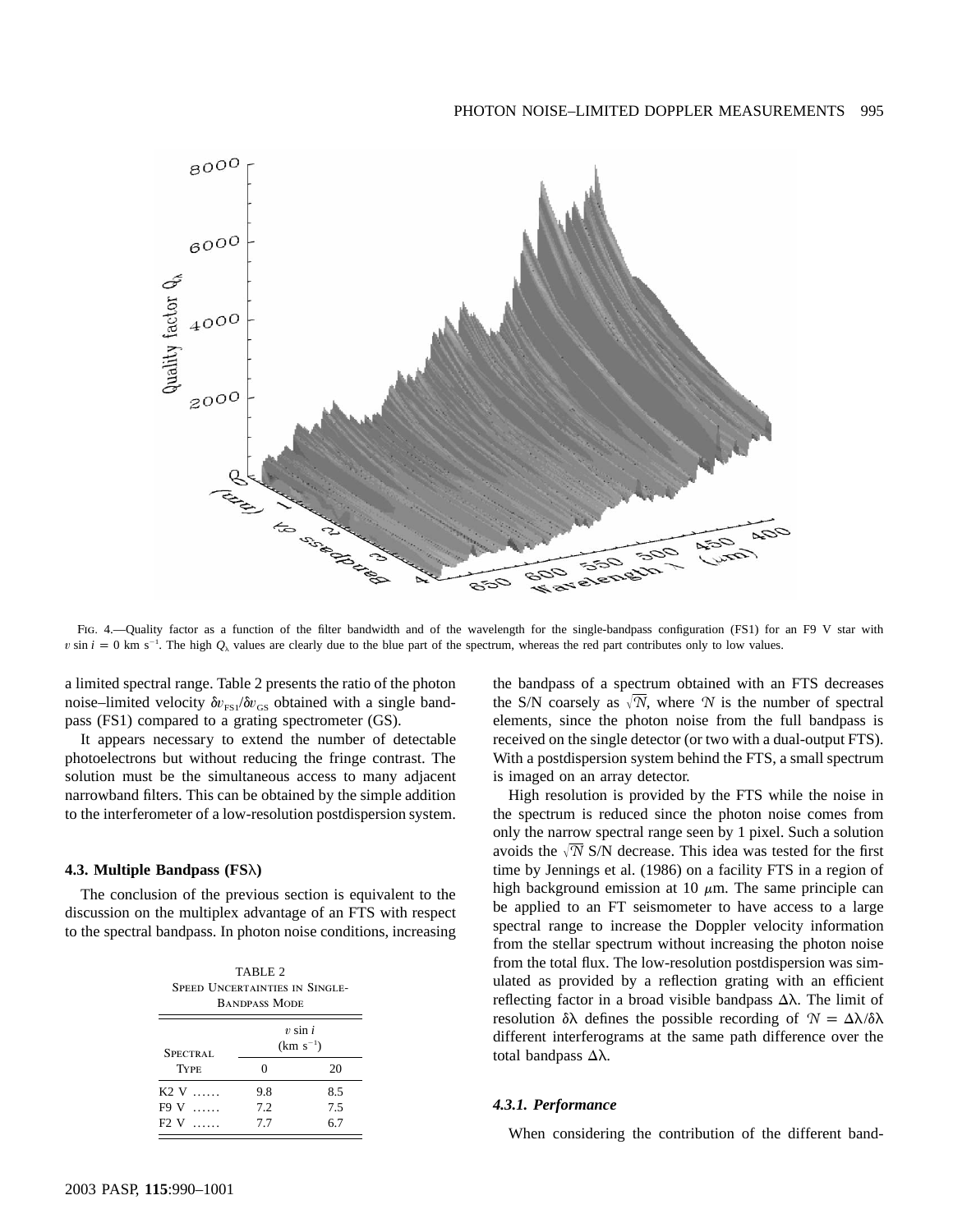FIG. 4.—Quality factor as a function of the filter bandwidth and of the wavelength for the single-bandpass configuration (FS1) for an F9 V star with $v \sin i = 0$ km s$^{-1}$. The high $Q_\lambda$ values are clearly due to the blue part of the spectrum, whereas the red part contributes only to low values.

a limited spectral range. Table 2 presents the ratio of the photon noise–limited velocity $\delta v_{FS1}/\delta v_{GS}$ obtained with a single bandpass (FS1) compared to a grating spectrometer (GS).

It appears necessary to extend the number of detectable photoelectrons but without reducing the fringe contrast. The solution must be the simultaneous access to many adjacent narrowband filters. This can be obtained by the simple addition to the interferometer of a low-resolution postdispersion system.

### 4.3. Multiple Bandpass (FSλ)

The conclusion of the previous section is equivalent to the discussion on the multiplex advantage of an FTS with respect to the spectral bandpass. In photon noise conditions, increasing the bandpass of a spectrum obtained with an FTS decreases the S/N coarsely as $\sqrt{\mathcal{N}}$, where $\mathcal{N}$ is the number of spectral elements, since the photon noise from the full bandpass is received on the single detector (or two with a dual-output FTS). With a postdispersion system behind the FTS, a small spectrum is imaged on an array detector.

High resolution is provided by the FTS while the noise in the spectrum is reduced since the photon noise comes from only the narrow spectral range seen by 1 pixel. Such a solution avoids the $\sqrt{\mathcal{N}}$ S/N decrease. This idea was tested for the first time by Jennings et al. (1986) on a facility FTS in a region of high background emission at 10 $\mu$m. The same principle can be applied to an FT seismometer to have access to a large spectral range to increase the Doppler velocity information from the stellar spectrum without increasing the photon noise from the total flux. The low-resolution postdispersion was simulated as provided by a reflection grating with an efficient reflecting factor in a broad visible bandpass $\Delta\lambda$. The limit of resolution $\delta\lambda$ defines the possible recording of $\mathcal{N} = \Delta\lambda/\delta\lambda$ different interferograms at the same path difference over the total bandpass $\Delta\lambda$.

TABLE 2
SPEED UNCERTAINTIES IN SINGLE-BANDPASS MODE

| Spectral Type | $v \sin i$ (km s$^{-1}$) | |
|---|---|---|
| | 0 | 20 |
| K2 V ...... | 9.8 | 8.5 |
| F9 V ...... | 7.2 | 7.5 |
| F2 V ...... | 7.7 | 6.7 |

#### *4.3.1. Performance*

When considering the contribution of the different band-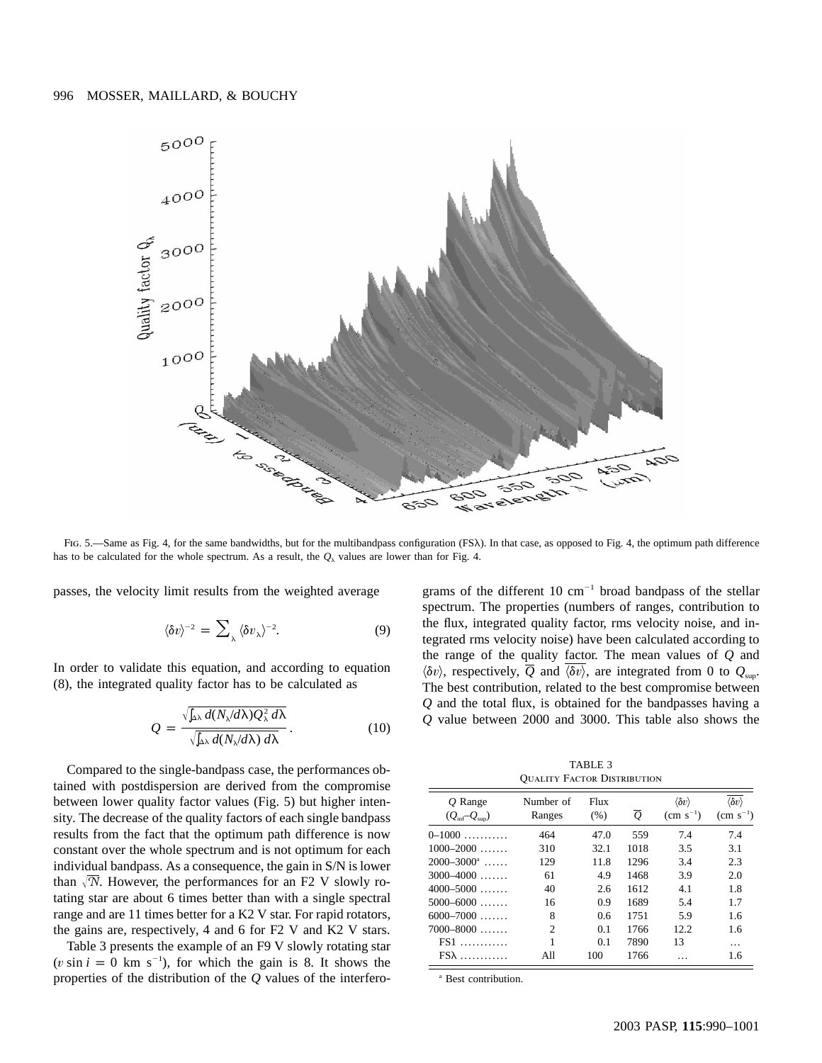FIG. 5.—Same as Fig. 4, for the same bandwidths, but for the multibandpass configuration (FSλ). In that case, as opposed to Fig. 4, the optimum path difference has to be calculated for the whole spectrum. As a result, the $Q_\lambda$ values are lower than for Fig. 4.

passes, the velocity limit results from the weighted average

$$\langle \delta v \rangle^{-2} = \sum_\lambda \langle \delta v_\lambda \rangle^{-2}. \tag{9}$$

In order to validate this equation, and according to equation (8), the integrated quality factor has to be calculated as

$$Q = \frac{\sqrt{\int_{\Delta\lambda} d(N_\lambda/d\lambda) Q_\lambda^2 \, d\lambda}}{\sqrt{\int_{\Delta\lambda} d(N_\lambda/d\lambda) \, d\lambda}}. \tag{10}$$

Compared to the single-bandpass case, the performances obtained with postdispersion are derived from the compromise between lower quality factor values (Fig. 5) but higher intensity. The decrease of the quality factors of each single bandpass results from the fact that the optimum path difference is now constant over the whole spectrum and is not optimum for each individual bandpass. As a consequence, the gain in S/N is lower than $\sqrt{N}$. However, the performances for an F2 V slowly rotating star are about 6 times better than with a single spectral range and are 11 times better for a K2 V star. For rapid rotators, the gains are, respectively, 4 and 6 for F2 V and K2 V stars.

Table 3 presents the example of an F9 V slowly rotating star ($v \sin i = 0$ km s$^{-1}$), for which the gain is 8. It shows the properties of the distribution of the $Q$ values of the interferograms of the different 10 cm$^{-1}$ broad bandpass of the stellar spectrum. The properties (numbers of ranges, contribution to the flux, integrated quality factor, rms velocity noise, and integrated rms velocity noise) have been calculated according to the range of the quality factor. The mean values of $Q$ and $\langle \delta v \rangle$, respectively, $\overline{Q}$ and $\overline{\langle \delta v \rangle}$, are integrated from 0 to $Q_{\rm sup}$. The best contribution, related to the best compromise between $Q$ and the total flux, is obtained for the bandpasses having a $Q$ value between 2000 and 3000. This table also shows the

TABLE 3
QUALITY FACTOR DISTRIBUTION

| $Q$ Range ($Q_{\rm inf}$–$Q_{\rm sup}$) | Number of Ranges | Flux (%) | $\overline{Q}$ | $\langle \delta v \rangle$ (cm s$^{-1}$) | $\overline{\langle \delta v \rangle}$ (cm s$^{-1}$) |
|---|---|---|---|---|---|
| 0–1000 | 464 | 47.0 | 559 | 7.4 | 7.4 |
| 1000–2000 | 310 | 32.1 | 1018 | 3.5 | 3.1 |
| 2000–3000[a] | 129 | 11.8 | 1296 | 3.4 | 2.3 |
| 3000–4000 | 61 | 4.9 | 1468 | 3.9 | 2.0 |
| 4000–5000 | 40 | 2.6 | 1612 | 4.1 | 1.8 |
| 5000–6000 | 16 | 0.9 | 1689 | 5.4 | 1.7 |
| 6000–7000 | 8 | 0.6 | 1751 | 5.9 | 1.6 |
| 7000–8000 | 2 | 0.1 | 1766 | 12.2 | 1.6 |
| FS1 | 1 | 0.1 | 7890 | 13 | … |
| FSλ | All | 100 | 1766 | … | 1.6 |

[a] Best contribution.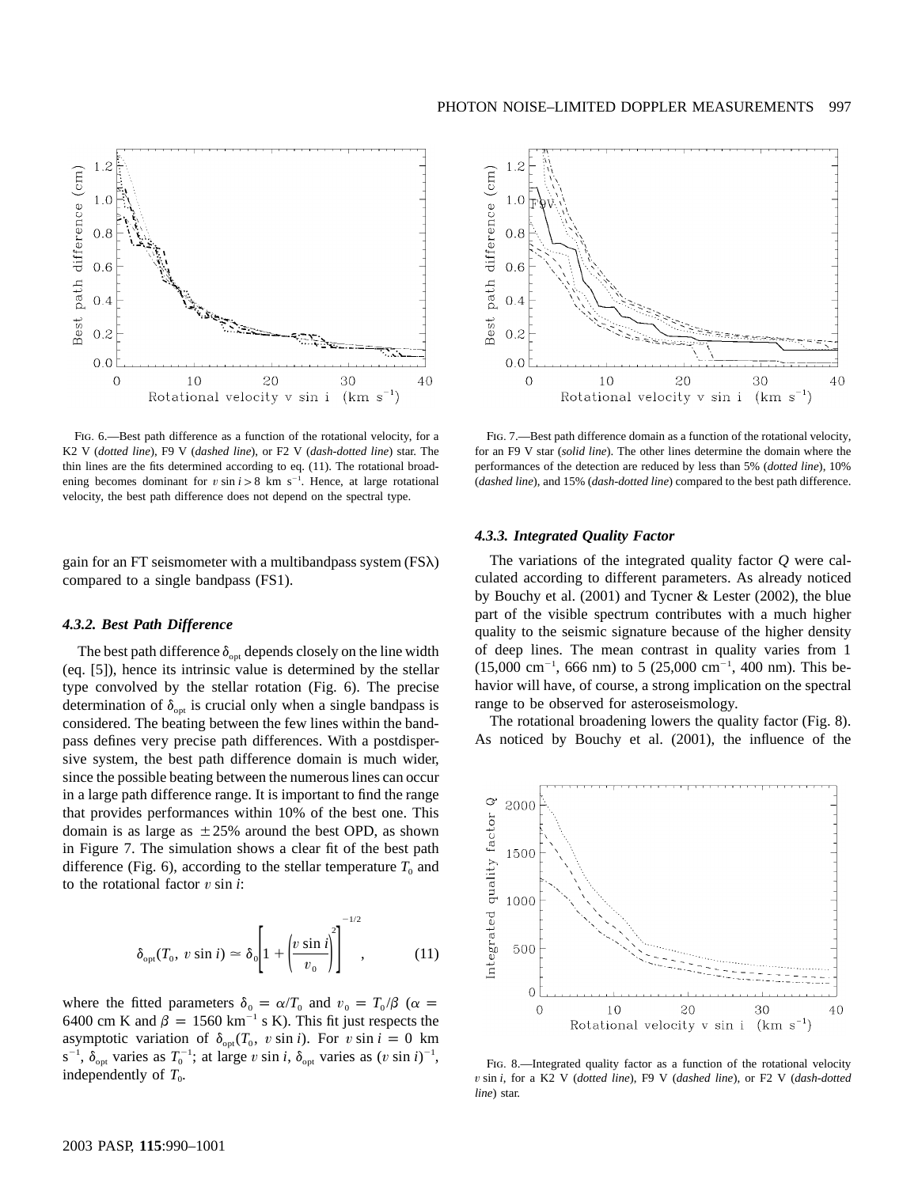FIG. 6.—Best path difference as a function of the rotational velocity, for a K2 V (*dotted line*), F9 V (*dashed line*), or F2 V (*dash-dotted line*) star. The thin lines are the fits determined according to eq. (11). The rotational broadening becomes dominant for $v \sin i > 8$ km s$^{-1}$. Hence, at large rotational velocity, the best path difference does not depend on the spectral type.

FIG. 7.—Best path difference domain as a function of the rotational velocity, for an F9 V star (*solid line*). The other lines determine the domain where the performances of the detection are reduced by less than 5% (*dotted line*), 10% (*dashed line*), and 15% (*dash-dotted line*) compared to the best path difference.

gain for an FT seismometer with a multibandpass system (FSλ) compared to a single bandpass (FS1).

#### *4.3.2. Best Path Difference*

The best path difference $\delta_{opt}$ depends closely on the line width (eq. [5]), hence its intrinsic value is determined by the stellar type convolved by the stellar rotation (Fig. 6). The precise determination of $\delta_{opt}$ is crucial only when a single bandpass is considered. The beating between the few lines within the bandpass defines very precise path differences. With a postdispersive system, the best path difference domain is much wider, since the possible beating between the numerous lines can occur in a large path difference range. It is important to find the range that provides performances within 10% of the best one. This domain is as large as $\pm 25\%$ around the best OPD, as shown in Figure 7. The simulation shows a clear fit of the best path difference (Fig. 6), according to the stellar temperature $T_0$ and to the rotational factor $v \sin i$:

$$\delta_{opt}(T_0, v \sin i) \simeq \delta_0 \left[ 1 + \left( \frac{v \sin i}{v_0} \right)^2 \right]^{-1/2}, \qquad (11)$$

where the fitted parameters $\delta_0 = \alpha / T_0$ and $v_0 = T_0 / \beta$ ($\alpha = 6400$ cm K and $\beta = 1560$ km$^{-1}$ s K). This fit just respects the asymptotic variation of $\delta_{opt}(T_0, v \sin i)$. For $v \sin i = 0$ km s$^{-1}$, $\delta_{opt}$ varies as $T_0^{-1}$; at large $v \sin i$, $\delta_{opt}$ varies as $(v \sin i)^{-1}$, independently of $T_0$.

#### *4.3.3. Integrated Quality Factor*

The variations of the integrated quality factor $Q$ were calculated according to different parameters. As already noticed by Bouchy et al. (2001) and Tycner & Lester (2002), the blue part of the visible spectrum contributes with a much higher quality to the seismic signature because of the higher density of deep lines. The mean contrast in quality varies from 1 (15,000 cm$^{-1}$, 666 nm) to 5 (25,000 cm$^{-1}$, 400 nm). This behavior will have, of course, a strong implication on the spectral range to be observed for asteroseismology.

The rotational broadening lowers the quality factor (Fig. 8). As noticed by Bouchy et al. (2001), the influence of the

FIG. 8.—Integrated quality factor as a function of the rotational velocity $v \sin i$, for a K2 V (*dotted line*), F9 V (*dashed line*), or F2 V (*dash-dotted line*) star.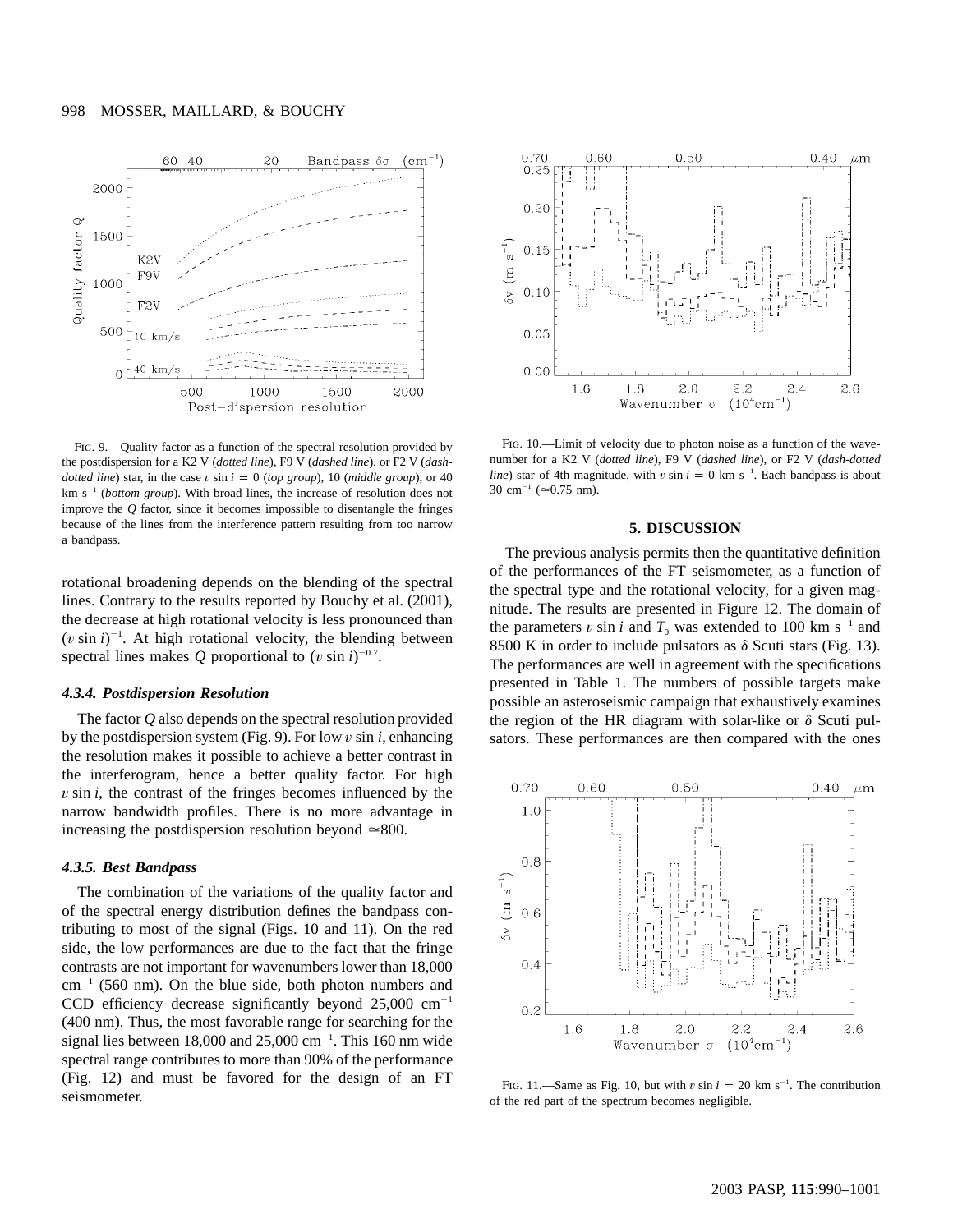FIG. 9.—Quality factor as a function of the spectral resolution provided by the postdispersion for a K2 V (*dotted line*), F9 V (*dashed line*), or F2 V (*dash-dotted line*) star, in the case $v \sin i = 0$ (*top group*), 10 (*middle group*), or 40 km s$^{-1}$ (*bottom group*). With broad lines, the increase of resolution does not improve the $Q$ factor, since it becomes impossible to disentangle the fringes because of the lines from the interference pattern resulting from too narrow a bandpass.

rotational broadening depends on the blending of the spectral lines. Contrary to the results reported by Bouchy et al. (2001), the decrease at high rotational velocity is less pronounced than $(v \sin i)^{-1}$. At high rotational velocity, the blending between spectral lines makes $Q$ proportional to $(v \sin i)^{-0.7}$.

#### 4.3.4. Postdispersion Resolution

The factor $Q$ also depends on the spectral resolution provided by the postdispersion system (Fig. 9). For low $v \sin i$, enhancing the resolution makes it possible to achieve a better contrast in the interferogram, hence a better quality factor. For high $v \sin i$, the contrast of the fringes becomes influenced by the narrow bandwidth profiles. There is no more advantage in increasing the postdispersion resolution beyond $\simeq$800.

#### 4.3.5. Best Bandpass

The combination of the variations of the quality factor and of the spectral energy distribution defines the bandpass contributing to most of the signal (Figs. 10 and 11). On the red side, the low performances are due to the fact that the fringe contrasts are not important for wavenumbers lower than 18,000 cm$^{-1}$ (560 nm). On the blue side, both photon numbers and CCD efficiency decrease significantly beyond 25,000 cm$^{-1}$ (400 nm). Thus, the most favorable range for searching for the signal lies between 18,000 and 25,000 cm$^{-1}$. This 160 nm wide spectral range contributes to more than 90% of the performance (Fig. 12) and must be favored for the design of an FT seismometer.

FIG. 10.—Limit of velocity due to photon noise as a function of the wavenumber for a K2 V (*dotted line*), F9 V (*dashed line*), or F2 V (*dash-dotted line*) star of 4th magnitude, with $v \sin i = 0$ km s$^{-1}$. Each bandpass is about 30 cm$^{-1}$ ($\simeq$0.75 nm).

## 5. DISCUSSION

The previous analysis permits then the quantitative definition of the performances of the FT seismometer, as a function of the spectral type and the rotational velocity, for a given magnitude. The results are presented in Figure 12. The domain of the parameters $v \sin i$ and $T_0$ was extended to 100 km s$^{-1}$ and 8500 K in order to include pulsators as $\delta$ Scuti stars (Fig. 13). The performances are well in agreement with the specifications presented in Table 1. The numbers of possible targets make possible an asteroseismic campaign that exhaustively examines the region of the HR diagram with solar-like or $\delta$ Scuti pulsators. These performances are then compared with the ones

FIG. 11.—Same as Fig. 10, but with $v \sin i = 20$ km s$^{-1}$. The contribution of the red part of the spectrum becomes negligible.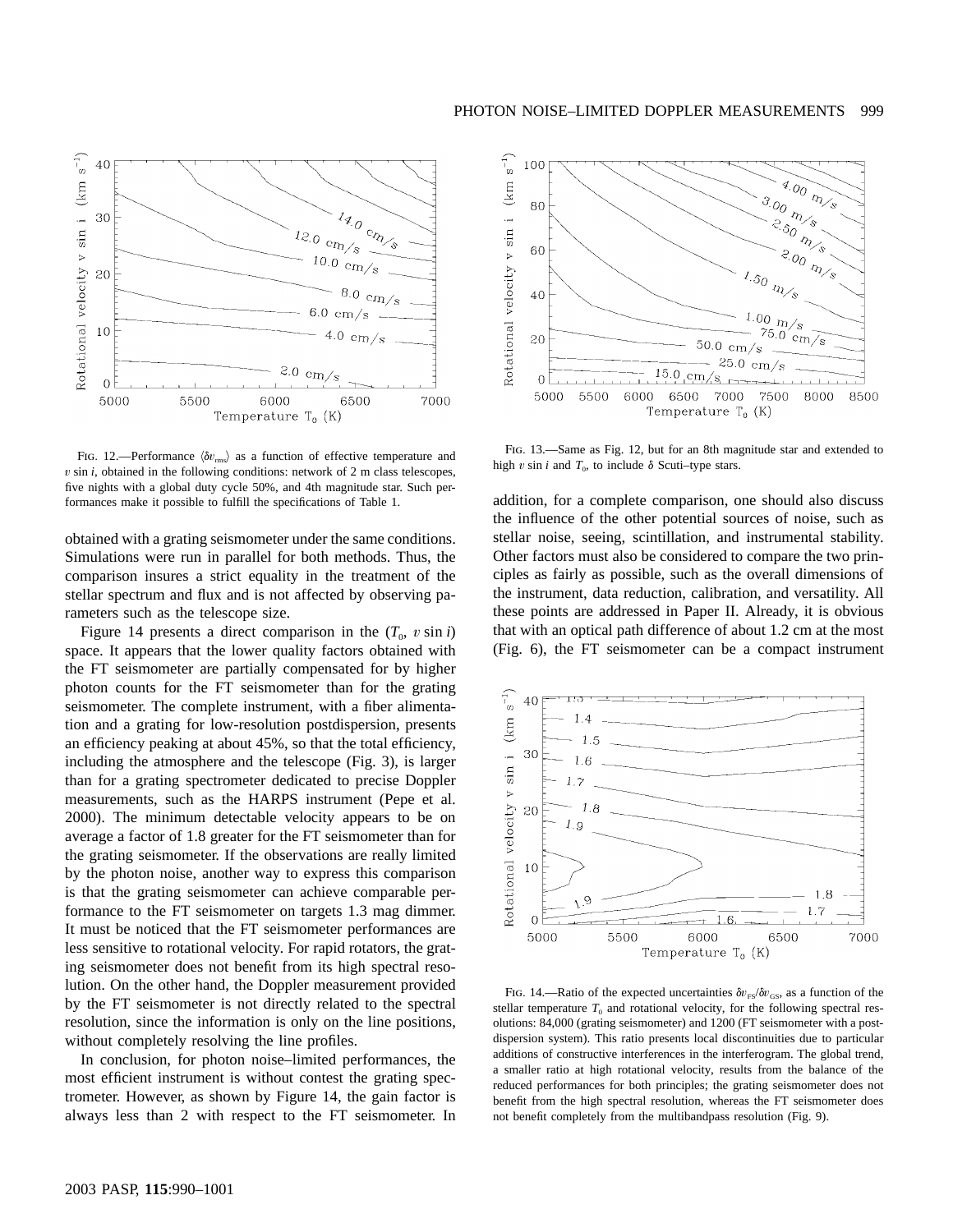FIG. 12.—Performance $\langle \delta v_{\rm rms} \rangle$ as a function of effective temperature and $v \sin i$, obtained in the following conditions: network of 2 m class telescopes, five nights with a global duty cycle 50%, and 4th magnitude star. Such performances make it possible to fulfill the specifications of Table 1.

FIG. 13.—Same as Fig. 12, but for an 8th magnitude star and extended to high $v \sin i$ and $T_0$, to include $\delta$ Scuti–type stars.

obtained with a grating seismometer under the same conditions. Simulations were run in parallel for both methods. Thus, the comparison insures a strict equality in the treatment of the stellar spectrum and flux and is not affected by observing parameters such as the telescope size.

Figure 14 presents a direct comparison in the ($T_0$, $v \sin i$) space. It appears that the lower quality factors obtained with the FT seismometer are partially compensated for by higher photon counts for the FT seismometer than for the grating seismometer. The complete instrument, with a fiber alimentation and a grating for low-resolution postdispersion, presents an efficiency peaking at about 45%, so that the total efficiency, including the atmosphere and the telescope (Fig. 3), is larger than for a grating spectrometer dedicated to precise Doppler measurements, such as the HARPS instrument (Pepe et al. 2000). The minimum detectable velocity appears to be on average a factor of 1.8 greater for the FT seismometer than for the grating seismometer. If the observations are really limited by the photon noise, another way to express this comparison is that the grating seismometer can achieve comparable performance to the FT seismometer on targets 1.3 mag dimmer. It must be noticed that the FT seismometer performances are less sensitive to rotational velocity. For rapid rotators, the grating seismometer does not benefit from its high spectral resolution. On the other hand, the Doppler measurement provided by the FT seismometer is not directly related to the spectral resolution, since the information is only on the line positions, without completely resolving the line profiles.

In conclusion, for photon noise–limited performances, the most efficient instrument is without contest the grating spectrometer. However, as shown by Figure 14, the gain factor is always less than 2 with respect to the FT seismometer. In addition, for a complete comparison, one should also discuss the influence of the other potential sources of noise, such as stellar noise, seeing, scintillation, and instrumental stability. Other factors must also be considered to compare the two principles as fairly as possible, such as the overall dimensions of the instrument, data reduction, calibration, and versatility. All these points are addressed in Paper II. Already, it is obvious that with an optical path difference of about 1.2 cm at the most (Fig. 6), the FT seismometer can be a compact instrument

FIG. 14.—Ratio of the expected uncertainties $\delta v_{\rm FS}/\delta v_{\rm GS}$, as a function of the stellar temperature $T_0$ and rotational velocity, for the following spectral resolutions: 84,000 (grating seismometer) and 1200 (FT seismometer with a postdispersion system). This ratio presents local discontinuities due to particular additions of constructive interferences in the interferogram. The global trend, a smaller ratio at high rotational velocity, results from the balance of the reduced performances for both principles; the grating seismometer does not benefit from the high spectral resolution, whereas the FT seismometer does not benefit completely from the multibandpass resolution (Fig. 9).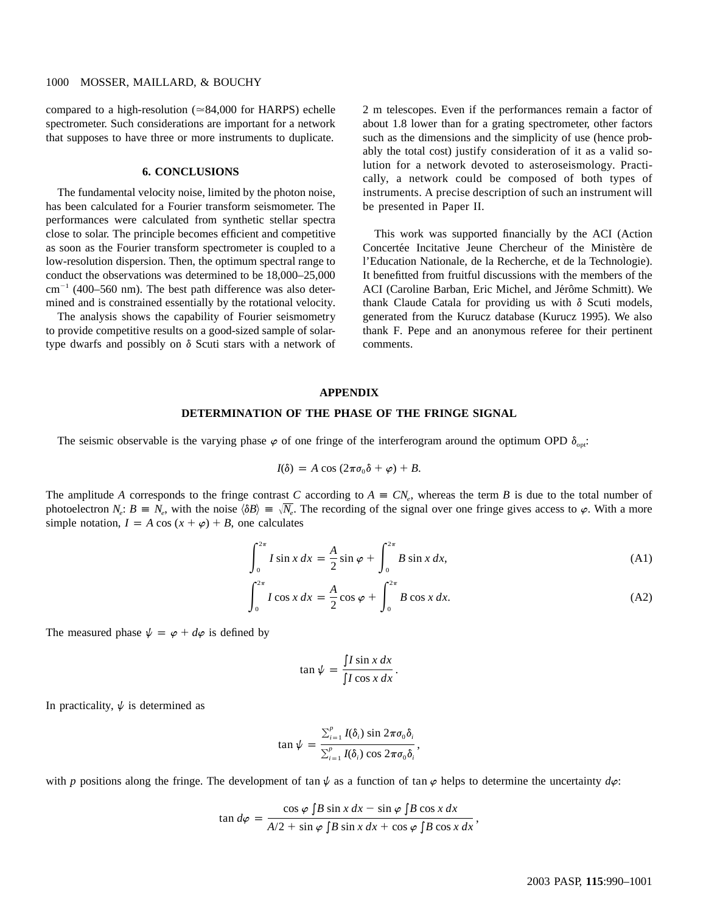compared to a high-resolution (≃84,000 for HARPS) echelle spectrometer. Such considerations are important for a network that supposes to have three or more instruments to duplicate.

## 6. CONCLUSIONS

The fundamental velocity noise, limited by the photon noise, has been calculated for a Fourier transform seismometer. The performances were calculated from synthetic stellar spectra close to solar. The principle becomes efficient and competitive as soon as the Fourier transform spectrometer is coupled to a low-resolution dispersion. Then, the optimum spectral range to conduct the observations was determined to be 18,000–25,000 $\mathrm{cm}^{-1}$ (400–560 nm). The best path difference was also determined and is constrained essentially by the rotational velocity.

The analysis shows the capability of Fourier seismometry to provide competitive results on a good-sized sample of solar-type dwarfs and possibly on $\delta$ Scuti stars with a network of 2 m telescopes. Even if the performances remain a factor of about 1.8 lower than for a grating spectrometer, other factors such as the dimensions and the simplicity of use (hence probably the total cost) justify consideration of it as a valid solution for a network devoted to asteroseismology. Practically, a network could be composed of both types of instruments. A precise description of such an instrument will be presented in Paper II.

This work was supported financially by the ACI (Action Concertée Incitative Jeune Chercheur of the Ministère de l'Education Nationale, de la Recherche, et de la Technologie). It benefitted from fruitful discussions with the members of the ACI (Caroline Barban, Eric Michel, and Jérôme Schmitt). We thank Claude Catala for providing us with $\delta$ Scuti models, generated from the Kurucz database (Kurucz 1995). We also thank F. Pepe and an anonymous referee for their pertinent comments.

## APPENDIX

### DETERMINATION OF THE PHASE OF THE FRINGE SIGNAL

The seismic observable is the varying phase $\varphi$ of one fringe of the interferogram around the optimum OPD $\delta_{\mathrm{opt}}$:

$$I(\delta) = A \cos(2\pi\sigma_0\delta + \varphi) + B.$$

The amplitude $A$ corresponds to the fringe contrast $C$ according to $A \equiv CN_e$, whereas the term $B$ is due to the total number of photoelectron $N_e$: $B \equiv N_e$, with the noise $\langle \delta B \rangle \equiv \sqrt{N_e}$. The recording of the signal over one fringe gives access to $\varphi$. With a more simple notation, $I = A\cos(x + \varphi) + B$, one calculates

$$\int_0^{2\pi} I \sin x \, dx = \frac{A}{2} \sin\varphi + \int_0^{2\pi} B \sin x \, dx, \tag{A1}$$

$$\int_0^{2\pi} I \cos x \, dx = \frac{A}{2} \cos\varphi + \int_0^{2\pi} B \cos x \, dx. \tag{A2}$$

The measured phase $\psi = \varphi + d\varphi$ is defined by

$$\tan\psi = \frac{\int I \sin x \, dx}{\int I \cos x \, dx}.$$

In practicality, $\psi$ is determined as

$$\tan\psi = \frac{\sum_{i=1}^{p} I(\delta_i) \sin 2\pi\sigma_0\delta_i}{\sum_{i=1}^{p} I(\delta_i) \cos 2\pi\sigma_0\delta_i},$$

with $p$ positions along the fringe. The development of $\tan\psi$ as a function of $\tan\varphi$ helps to determine the uncertainty $d\varphi$:

$$\tan d\varphi = \frac{\cos\varphi \int B \sin x \, dx - \sin\varphi \int B \cos x \, dx}{A/2 + \sin\varphi \int B \sin x \, dx + \cos\varphi \int B \cos x \, dx},$$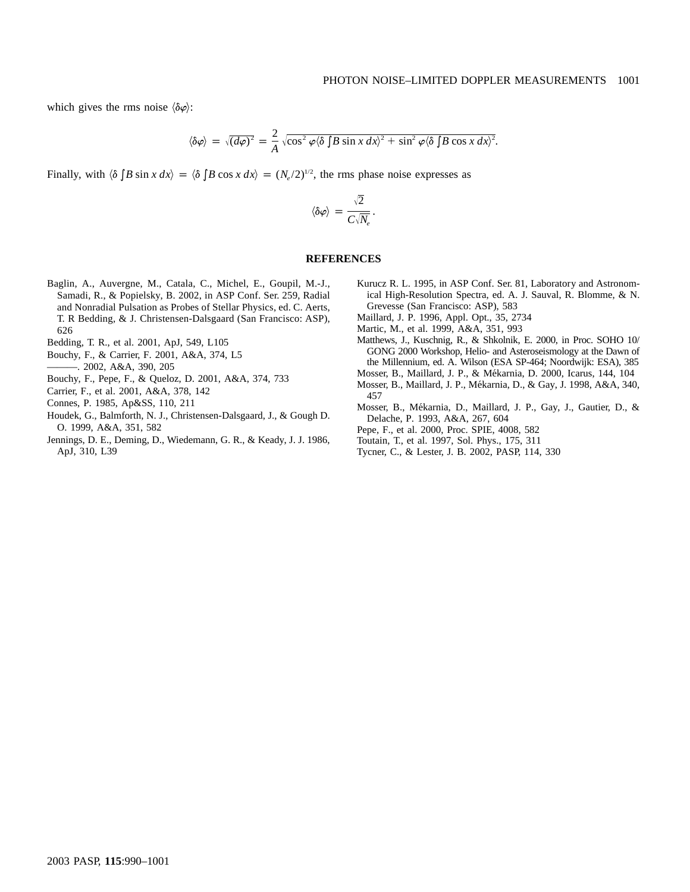which gives the rms noise $\langle \delta\varphi \rangle$:

$$\langle \delta\varphi \rangle = \sqrt{\overline{(d\varphi)^2}} = \frac{2}{A} \sqrt{\cos^2 \varphi \langle \delta \int B \sin x \, dx \rangle^2 + \sin^2 \varphi \langle \delta \int B \cos x \, dx \rangle^2}.$$

Finally, with $\langle \delta \int B \sin x \, dx \rangle = \langle \delta \int B \cos x \, dx \rangle = (N_e/2)^{1/2}$, the rms phase noise expresses as

$$\langle \delta\varphi \rangle = \frac{\sqrt{2}}{C\sqrt{N_e}}.$$

## REFERENCES

Baglin, A., Auvergne, M., Catala, C., Michel, E., Goupil, M.-J., Samadi, R., & Popielsky, B. 2002, in ASP Conf. Ser. 259, Radial and Nonradial Pulsation as Probes of Stellar Physics, ed. C. Aerts, T. R Bedding, & J. Christensen-Dalsgaard (San Francisco: ASP), 626

Bedding, T. R., et al. 2001, ApJ, 549, L105

Bouchy, F., & Carrier, F. 2001, A&A, 374, L5

———. 2002, A&A, 390, 205

Bouchy, F., Pepe, F., & Queloz, D. 2001, A&A, 374, 733

Carrier, F., et al. 2001, A&A, 378, 142

Connes, P. 1985, Ap&SS, 110, 211

Houdek, G., Balmforth, N. J., Christensen-Dalsgaard, J., & Gough D. O. 1999, A&A, 351, 582

Jennings, D. E., Deming, D., Wiedemann, G. R., & Keady, J. J. 1986, ApJ, 310, L39

Kurucz R. L. 1995, in ASP Conf. Ser. 81, Laboratory and Astronomical High-Resolution Spectra, ed. A. J. Sauval, R. Blomme, & N. Grevesse (San Francisco: ASP), 583

Maillard, J. P. 1996, Appl. Opt., 35, 2734

Martic, M., et al. 1999, A&A, 351, 993

Matthews, J., Kuschnig, R., & Shkolnik, E. 2000, in Proc. SOHO 10/GONG 2000 Workshop, Helio- and Asteroseismology at the Dawn of the Millennium, ed. A. Wilson (ESA SP-464; Noordwijk: ESA), 385

Mosser, B., Maillard, J. P., & Mékarnia, D. 2000, Icarus, 144, 104

Mosser, B., Maillard, J. P., Mékarnia, D., & Gay, J. 1998, A&A, 340, 457

Mosser, B., Mékarnia, D., Maillard, J. P., Gay, J., Gautier, D., & Delache, P. 1993, A&A, 267, 604

Pepe, F., et al. 2000, Proc. SPIE, 4008, 582

Toutain, T., et al. 1997, Sol. Phys., 175, 311

Tycner, C., & Lester, J. B. 2002, PASP, 114, 330